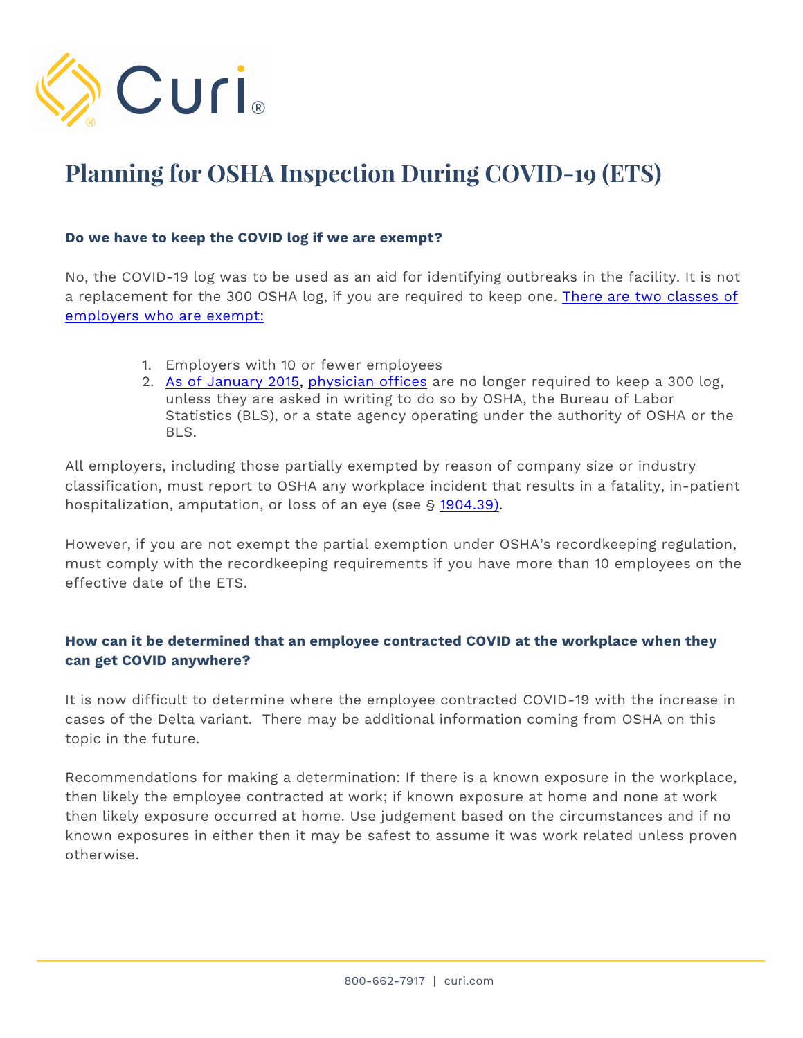# Planning for OSHA Inspection During COVID-19 (ETS)

**Do we have to keep the COVID log if we are exempt?**

No, the COVID-19 log was to be used as an aid for identifying outbreaks in the facility. It is not a replacement for the 300 OSHA log, if you are required to keep one. There are two classes of employers who are exempt:

1. Employers with 10 or fewer employees
2. As of January 2015, physician offices are no longer required to keep a 300 log, unless they are asked in writing to do so by OSHA, the Bureau of Labor Statistics (BLS), or a state agency operating under the authority of OSHA or the BLS.

All employers, including those partially exempted by reason of company size or industry classification, must report to OSHA any workplace incident that results in a fatality, in-patient hospitalization, amputation, or loss of an eye (see § 1904.39).

However, if you are not exempt the partial exemption under OSHA's recordkeeping regulation, must comply with the recordkeeping requirements if you have more than 10 employees on the effective date of the ETS.

**How can it be determined that an employee contracted COVID at the workplace when they can get COVID anywhere?**

It is now difficult to determine where the employee contracted COVID-19 with the increase in cases of the Delta variant. There may be additional information coming from OSHA on this topic in the future.

Recommendations for making a determination: If there is a known exposure in the workplace, then likely the employee contracted at work; if known exposure at home and none at work then likely exposure occurred at home. Use judgement based on the circumstances and if no known exposures in either then it may be safest to assume it was work related unless proven otherwise.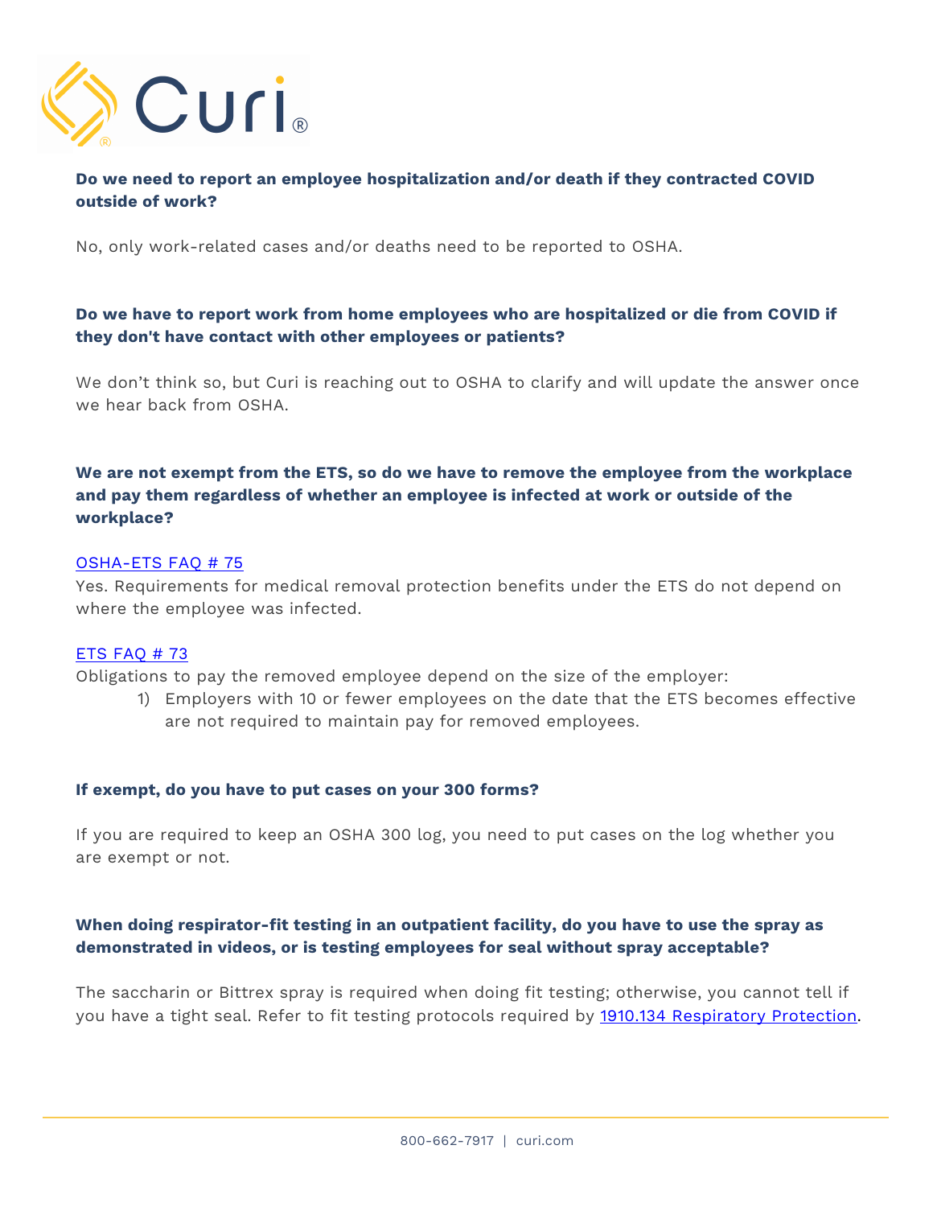**Do we need to report an employee hospitalization and/or death if they contracted COVID outside of work?**

No, only work-related cases and/or deaths need to be reported to OSHA.

**Do we have to report work from home employees who are hospitalized or die from COVID if they don't have contact with other employees or patients?**

We don't think so, but Curi is reaching out to OSHA to clarify and will update the answer once we hear back from OSHA.

**We are not exempt from the ETS, so do we have to remove the employee from the workplace and pay them regardless of whether an employee is infected at work or outside of the workplace?**

OSHA-ETS FAQ # 75
Yes. Requirements for medical removal protection benefits under the ETS do not depend on where the employee was infected.

ETS FAQ # 73
Obligations to pay the removed employee depend on the size of the employer:

1) Employers with 10 or fewer employees on the date that the ETS becomes effective are not required to maintain pay for removed employees.

**If exempt, do you have to put cases on your 300 forms?**

If you are required to keep an OSHA 300 log, you need to put cases on the log whether you are exempt or not.

**When doing respirator-fit testing in an outpatient facility, do you have to use the spray as demonstrated in videos, or is testing employees for seal without spray acceptable?**

The saccharin or Bittrex spray is required when doing fit testing; otherwise, you cannot tell if you have a tight seal. Refer to fit testing protocols required by 1910.134 Respiratory Protection.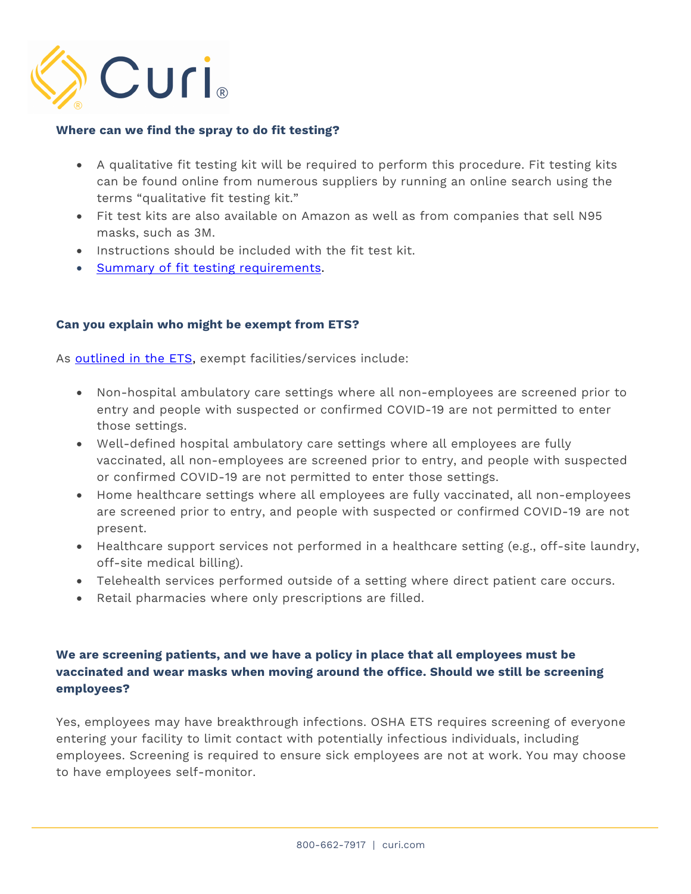**Where can we find the spray to do fit testing?**

- A qualitative fit testing kit will be required to perform this procedure. Fit testing kits can be found online from numerous suppliers by running an online search using the terms "qualitative fit testing kit."
- Fit test kits are also available on Amazon as well as from companies that sell N95 masks, such as 3M.
- Instructions should be included with the fit test kit.
- Summary of fit testing requirements.

**Can you explain who might be exempt from ETS?**

As outlined in the ETS, exempt facilities/services include:

- Non-hospital ambulatory care settings where all non-employees are screened prior to entry and people with suspected or confirmed COVID-19 are not permitted to enter those settings.
- Well-defined hospital ambulatory care settings where all employees are fully vaccinated, all non-employees are screened prior to entry, and people with suspected or confirmed COVID-19 are not permitted to enter those settings.
- Home healthcare settings where all employees are fully vaccinated, all non-employees are screened prior to entry, and people with suspected or confirmed COVID-19 are not present.
- Healthcare support services not performed in a healthcare setting (e.g., off-site laundry, off-site medical billing).
- Telehealth services performed outside of a setting where direct patient care occurs.
- Retail pharmacies where only prescriptions are filled.

**We are screening patients, and we have a policy in place that all employees must be vaccinated and wear masks when moving around the office. Should we still be screening employees?**

Yes, employees may have breakthrough infections. OSHA ETS requires screening of everyone entering your facility to limit contact with potentially infectious individuals, including employees. Screening is required to ensure sick employees are not at work. You may choose to have employees self-monitor.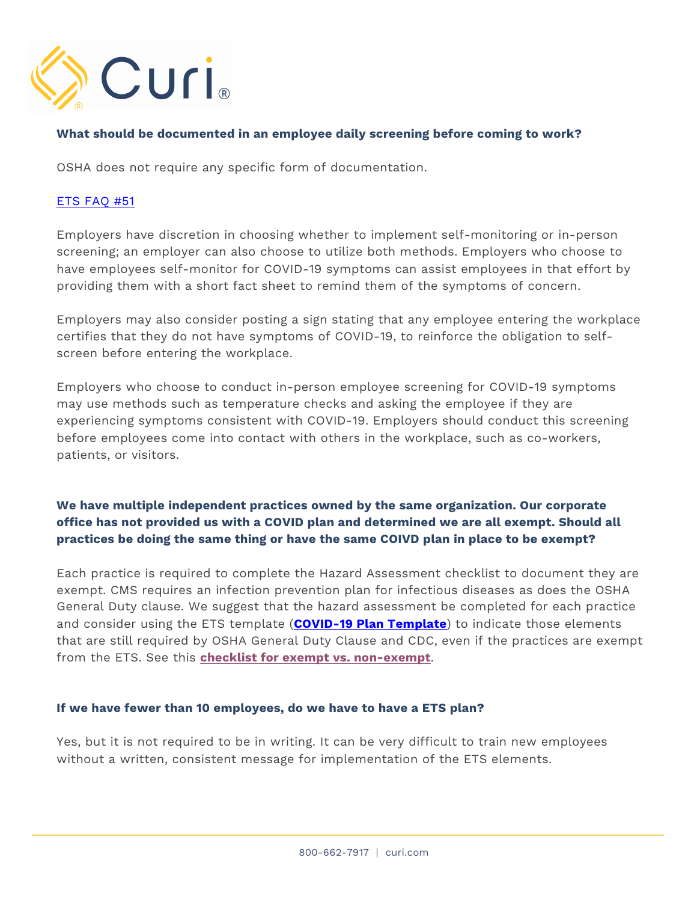**What should be documented in an employee daily screening before coming to work?**

OSHA does not require any specific form of documentation.

ETS FAQ #51

Employers have discretion in choosing whether to implement self-monitoring or in-person screening; an employer can also choose to utilize both methods. Employers who choose to have employees self-monitor for COVID-19 symptoms can assist employees in that effort by providing them with a short fact sheet to remind them of the symptoms of concern.

Employers may also consider posting a sign stating that any employee entering the workplace certifies that they do not have symptoms of COVID-19, to reinforce the obligation to self-screen before entering the workplace.

Employers who choose to conduct in-person employee screening for COVID-19 symptoms may use methods such as temperature checks and asking the employee if they are experiencing symptoms consistent with COVID-19. Employers should conduct this screening before employees come into contact with others in the workplace, such as co-workers, patients, or visitors.

**We have multiple independent practices owned by the same organization. Our corporate office has not provided us with a COVID plan and determined we are all exempt. Should all practices be doing the same thing or have the same COIVD plan in place to be exempt?**

Each practice is required to complete the Hazard Assessment checklist to document they are exempt. CMS requires an infection prevention plan for infectious diseases as does the OSHA General Duty clause. We suggest that the hazard assessment be completed for each practice and consider using the ETS template (**COVID-19 Plan Template**) to indicate those elements that are still required by OSHA General Duty Clause and CDC, even if the practices are exempt from the ETS. See this **checklist for exempt vs. non-exempt**.

**If we have fewer than 10 employees, do we have to have a ETS plan?**

Yes, but it is not required to be in writing. It can be very difficult to train new employees without a written, consistent message for implementation of the ETS elements.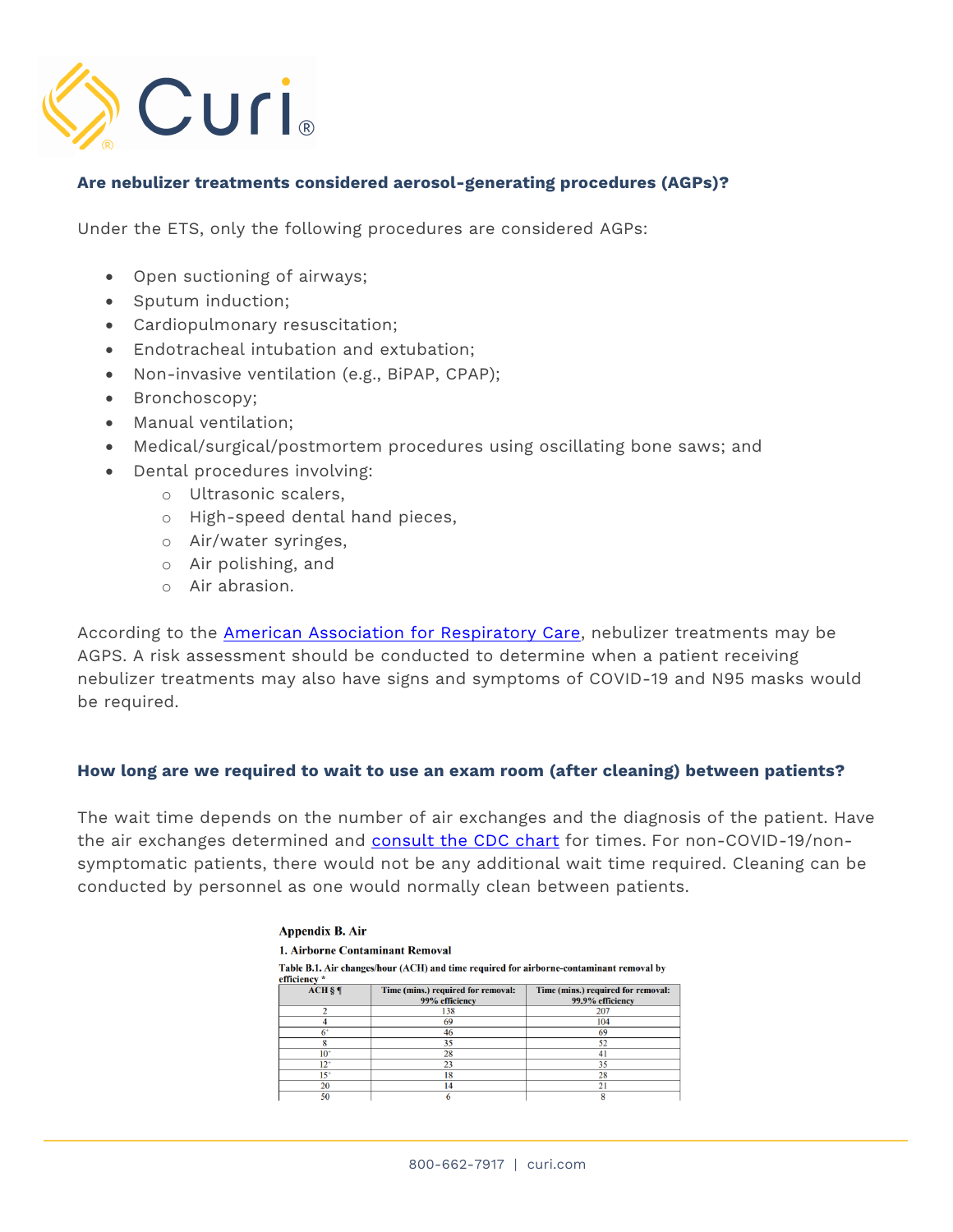### Are nebulizer treatments considered aerosol-generating procedures (AGPs)?

Under the ETS, only the following procedures are considered AGPs:

- Open suctioning of airways;
- Sputum induction;
- Cardiopulmonary resuscitation;
- Endotracheal intubation and extubation;
- Non-invasive ventilation (e.g., BiPAP, CPAP);
- Bronchoscopy;
- Manual ventilation;
- Medical/surgical/postmortem procedures using oscillating bone saws; and
- Dental procedures involving:
  - Ultrasonic scalers,
  - High-speed dental hand pieces,
  - Air/water syringes,
  - Air polishing, and
  - Air abrasion.

According to the American Association for Respiratory Care, nebulizer treatments may be AGPS. A risk assessment should be conducted to determine when a patient receiving nebulizer treatments may also have signs and symptoms of COVID-19 and N95 masks would be required.

### How long are we required to wait to use an exam room (after cleaning) between patients?

The wait time depends on the number of air exchanges and the diagnosis of the patient. Have the air exchanges determined and consult the CDC chart for times. For non-COVID-19/non-symptomatic patients, there would not be any additional wait time required. Cleaning can be conducted by personnel as one would normally clean between patients.

**Appendix B. Air**

**1. Airborne Contaminant Removal**

**Table B.1. Air changes/hour (ACH) and time required for airborne-contaminant removal by efficiency \***

| ACH § ¶ | Time (mins.) required for removal: 99% efficiency | Time (mins.) required for removal: 99.9% efficiency |
|---|---|---|
| 2 | 138 | 207 |
| 4 | 69 | 104 |
| 6+ | 46 | 69 |
| 8 | 35 | 52 |
| 10+ | 28 | 41 |
| 12+ | 23 | 35 |
| 15+ | 18 | 28 |
| 20 | 14 | 21 |
| 50 | 6 | 8 |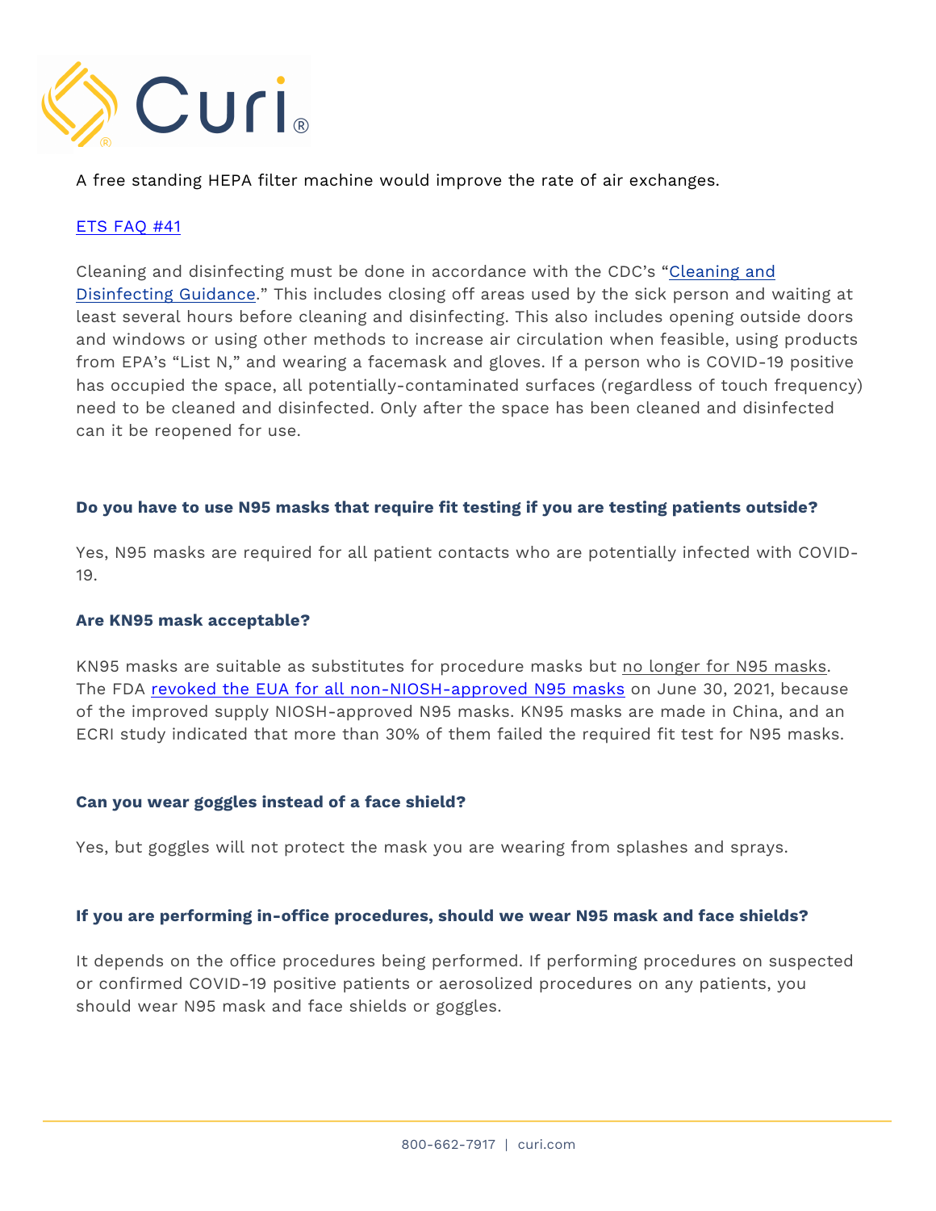A free standing HEPA filter machine would improve the rate of air exchanges.

ETS FAQ #41

Cleaning and disinfecting must be done in accordance with the CDC's "Cleaning and Disinfecting Guidance." This includes closing off areas used by the sick person and waiting at least several hours before cleaning and disinfecting. This also includes opening outside doors and windows or using other methods to increase air circulation when feasible, using products from EPA's "List N," and wearing a facemask and gloves. If a person who is COVID-19 positive has occupied the space, all potentially-contaminated surfaces (regardless of touch frequency) need to be cleaned and disinfected. Only after the space has been cleaned and disinfected can it be reopened for use.

**Do you have to use N95 masks that require fit testing if you are testing patients outside?**

Yes, N95 masks are required for all patient contacts who are potentially infected with COVID-19.

**Are KN95 mask acceptable?**

KN95 masks are suitable as substitutes for procedure masks but no longer for N95 masks. The FDA revoked the EUA for all non-NIOSH-approved N95 masks on June 30, 2021, because of the improved supply NIOSH-approved N95 masks. KN95 masks are made in China, and an ECRI study indicated that more than 30% of them failed the required fit test for N95 masks.

**Can you wear goggles instead of a face shield?**

Yes, but goggles will not protect the mask you are wearing from splashes and sprays.

**If you are performing in-office procedures, should we wear N95 mask and face shields?**

It depends on the office procedures being performed. If performing procedures on suspected or confirmed COVID-19 positive patients or aerosolized procedures on any patients, you should wear N95 mask and face shields or goggles.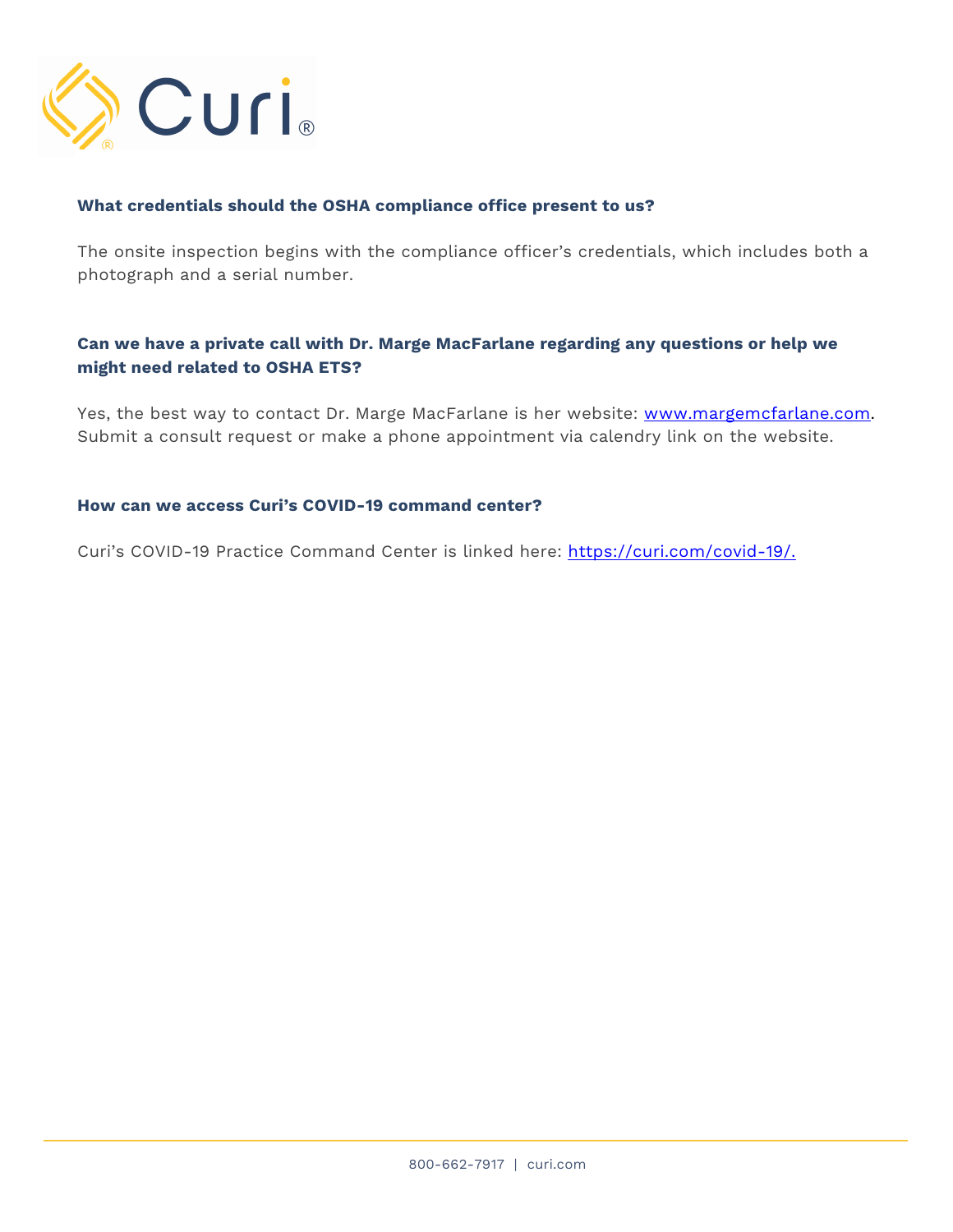**What credentials should the OSHA compliance office present to us?**

The onsite inspection begins with the compliance officer's credentials, which includes both a photograph and a serial number.

**Can we have a private call with Dr. Marge MacFarlane regarding any questions or help we might need related to OSHA ETS?**

Yes, the best way to contact Dr. Marge MacFarlane is her website: [www.margemcfarlane.com](http://www.margemcfarlane.com). Submit a consult request or make a phone appointment via calendry link on the website.

**How can we access Curi's COVID-19 command center?**

Curi's COVID-19 Practice Command Center is linked here: [https://curi.com/covid-19/.](https://curi.com/covid-19/)